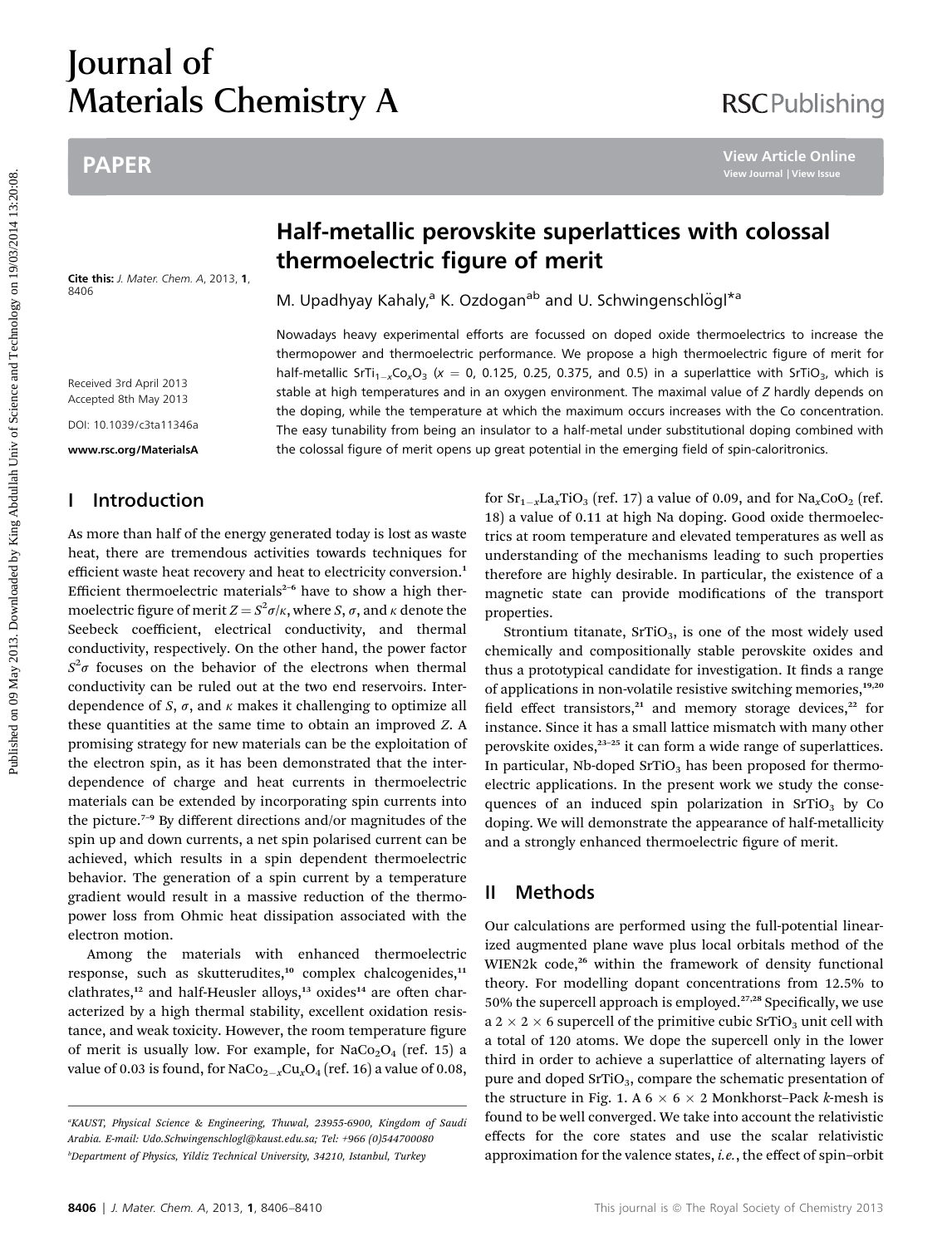# Half-metallic perovskite superlattices with colossal thermoelectric figure of merit

M. Upadhyay Kahaly,[a] K. Ozdogan[ab] and U. Schwingenschlögl*[a]

Cite this: *J. Mater. Chem. A*, 2013, **1**, 8406

Received 3rd April 2013
Accepted 8th May 2013

DOI: 10.1039/c3ta11346a

www.rsc.org/MaterialsA

Nowadays heavy experimental efforts are focussed on doped oxide thermoelectrics to increase the thermopower and thermoelectric performance. We propose a high thermoelectric figure of merit for half-metallic $SrTi_{1-x}Co_xO_3$ ($x$ = 0, 0.125, 0.25, 0.375, and 0.5) in a superlattice with $SrTiO_3$, which is stable at high temperatures and in an oxygen environment. The maximal value of $Z$ hardly depends on the doping, while the temperature at which the maximum occurs increases with the Co concentration. The easy tunability from being an insulator to a half-metal under substitutional doping combined with the colossal figure of merit opens up great potential in the emerging field of spin-caloritronics.

## I Introduction

As more than half of the energy generated today is lost as waste heat, there are tremendous activities towards techniques for efficient waste heat recovery and heat to electricity conversion.[1] Efficient thermoelectric materials[2–6] have to show a high thermoelectric figure of merit $Z = S^2\sigma/\kappa$, where $S$, $\sigma$, and $\kappa$ denote the Seebeck coefficient, electrical conductivity, and thermal conductivity, respectively. On the other hand, the power factor $S^2\sigma$ focuses on the behavior of the electrons when thermal conductivity can be ruled out at the two end reservoirs. Interdependence of $S$, $\sigma$, and $\kappa$ makes it challenging to optimize all these quantities at the same time to obtain an improved $Z$. A promising strategy for new materials can be the exploitation of the electron spin, as it has been demonstrated that the interdependence of charge and heat currents in thermoelectric materials can be extended by incorporating spin currents into the picture.[7–9] By different directions and/or magnitudes of the spin up and down currents, a net spin polarised current can be achieved, which results in a spin dependent thermoelectric behavior. The generation of a spin current by a temperature gradient would result in a massive reduction of the thermopower loss from Ohmic heat dissipation associated with the electron motion.

Among the materials with enhanced thermoelectric response, such as skutterudites,[10] complex chalcogenides,[11] clathrates,[12] and half-Heusler alloys,[13] oxides[14] are often characterized by a high thermal stability, excellent oxidation resistance, and weak toxicity. However, the room temperature figure of merit is usually low. For example, for $NaCo_2O_4$ (ref. 15) a value of 0.03 is found, for $NaCo_{2-x}Cu_xO_4$ (ref. 16) a value of 0.08, for $Sr_{1-x}La_xTiO_3$ (ref. 17) a value of 0.09, and for $Na_xCoO_2$ (ref. 18) a value of 0.11 at high Na doping. Good oxide thermoelectrics at room temperature and elevated temperatures as well as understanding of the mechanisms leading to such properties therefore are highly desirable. In particular, the existence of a magnetic state can provide modifications of the transport properties.

Strontium titanate, $SrTiO_3$, is one of the most widely used chemically and compositionally stable perovskite oxides and thus a prototypical candidate for investigation. It finds a range of applications in non-volatile resistive switching memories,[19,20] field effect transistors,[21] and memory storage devices,[22] for instance. Since it has a small lattice mismatch with many other perovskite oxides,[23–25] it can form a wide range of superlattices. In particular, Nb-doped $SrTiO_3$ has been proposed for thermoelectric applications. In the present work we study the consequences of an induced spin polarization in $SrTiO_3$ by Co doping. We will demonstrate the appearance of half-metallicity and a strongly enhanced thermoelectric figure of merit.

## II Methods

Our calculations are performed using the full-potential linearized augmented plane wave plus local orbitals method of the WIEN2k code,[26] within the framework of density functional theory. For modelling dopant concentrations from 12.5% to 50% the supercell approach is employed.[27,28] Specifically, we use a 2 × 2 × 6 supercell of the primitive cubic $SrTiO_3$ unit cell with a total of 120 atoms. We dope the supercell only in the lower third in order to achieve a superlattice of alternating layers of pure and doped $SrTiO_3$, compare the schematic presentation of the structure in Fig. 1. A 6 × 6 × 2 Monkhorst–Pack $k$-mesh is found to be well converged. We take into account the relativistic effects for the core states and use the scalar relativistic approximation for the valence states, *i.e.*, the effect of spin–orbit

[a]KAUST, Physical Science & Engineering, Thuwal, 23955-6900, Kingdom of Saudi Arabia. E-mail: Udo.Schwingenschlogl@kaust.edu.sa; Tel: +966 (0)544700080

[b]Department of Physics, Yildiz Technical University, 34210, Istanbul, Turkey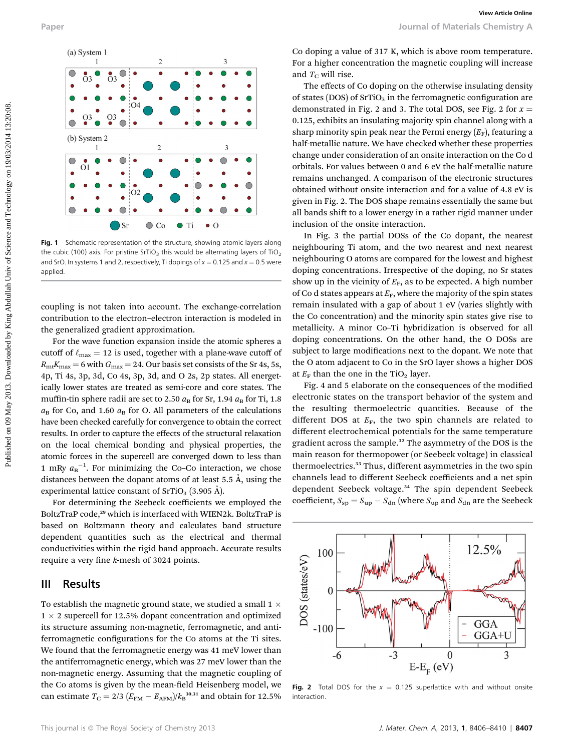Fig. 1 Schematic representation of the structure, showing atomic layers along the cubic (100) axis. For pristine $SrTiO_3$ this would be alternating layers of $TiO_2$ and SrO. In systems 1 and 2, respectively, Ti dopings of $x = 0.125$ and $x = 0.5$ were applied.

coupling is not taken into account. The exchange-correlation contribution to the electron–electron interaction is modeled in the generalized gradient approximation.

For the wave function expansion inside the atomic spheres a cutoff of $\ell_{max} = 12$ is used, together with a plane-wave cutoff of $R_{mt}K_{max} = 6$ with $G_{max} = 24$. Our basis set consists of the Sr 4s, 5s, 4p, Ti 4s, 3p, 3d, Co 4s, 3p, 3d, and O 2s, 2p states. All energetically lower states are treated as semi-core and core states. The muffin-tin sphere radii are set to 2.50 $a_B$ for Sr, 1.94 $a_B$ for Ti, 1.8 $a_B$ for Co, and 1.60 $a_B$ for O. All parameters of the calculations have been checked carefully for convergence to obtain the correct results. In order to capture the effects of the structural relaxation on the local chemical bonding and physical properties, the atomic forces in the supercell are converged down to less than 1 mRy $a_B^{-1}$. For minimizing the Co–Co interaction, we chose distances between the dopant atoms of at least 5.5 Å, using the experimental lattice constant of $SrTiO_3$ (3.905 Å).

For determining the Seebeck coefficients we employed the BoltzTraP code,[29] which is interfaced with WIEN2k. BoltzTraP is based on Boltzmann theory and calculates band structure dependent quantities such as the electrical and thermal conductivities within the rigid band approach. Accurate results require a very fine *k*-mesh of 3024 points.

## III Results

To establish the magnetic ground state, we studied a small 1 × 1 × 2 supercell for 12.5% dopant concentration and optimized its structure assuming non-magnetic, ferromagnetic, and antiferromagnetic configurations for the Co atoms at the Ti sites. We found that the ferromagnetic energy was 41 meV lower than the antiferromagnetic energy, which was 27 meV lower than the non-magnetic energy. Assuming that the magnetic coupling of the Co atoms is given by the mean-field Heisenberg model, we can estimate $T_C = 2/3\,(E_{FM} - E_{AFM})/k_B$[30,31] and obtain for 12.5% Co doping a value of 317 K, which is above room temperature. For a higher concentration the magnetic coupling will increase and $T_C$ will rise.

The effects of Co doping on the otherwise insulating density of states (DOS) of $SrTiO_3$ in the ferromagnetic configuration are demonstrated in Fig. 2 and 3. The total DOS, see Fig. 2 for $x = 0.125$, exhibits an insulating majority spin channel along with a sharp minority spin peak near the Fermi energy ($E_F$), featuring a half-metallic nature. We have checked whether these properties change under consideration of an onsite interaction on the Co d orbitals. For values between 0 and 6 eV the half-metallic nature remains unchanged. A comparison of the electronic structures obtained without onsite interaction and for a value of 4.8 eV is given in Fig. 2. The DOS shape remains essentially the same but all bands shift to a lower energy in a rather rigid manner under inclusion of the onsite interaction.

In Fig. 3 the partial DOSs of the Co dopant, the nearest neighbouring Ti atom, and the two nearest and next nearest neighbouring O atoms are compared for the lowest and highest doping concentrations. Irrespective of the doping, no Sr states show up in the vicinity of $E_F$, as to be expected. A high number of Co d states appears at $E_F$, where the majority of the spin states remain insulated with a gap of about 1 eV (varies slightly with the Co concentration) and the minority spin states give rise to metallicity. A minor Co–Ti hybridization is observed for all doping concentrations. On the other hand, the O DOSs are subject to large modifications next to the dopant. We note that the O atom adjacent to Co in the SrO layer shows a higher DOS at $E_F$ than the one in the $TiO_2$ layer.

Fig. 4 and 5 elaborate on the consequences of the modified electronic states on the transport behavior of the system and the resulting thermoelectric quantities. Because of the different DOS at $E_F$, the two spin channels are related to different electrochemical potentials for the same temperature gradient across the sample.[32] The asymmetry of the DOS is the main reason for thermopower (or Seebeck voltage) in classical thermoelectrics.[33] Thus, different asymmetries in the two spin channels lead to different Seebeck coefficients and a net spin dependent Seebeck voltage.[34] The spin dependent Seebeck coefficient, $S_{sp} = S_{up} - S_{dn}$ (where $S_{up}$ and $S_{dn}$ are the Seebeck

Fig. 2 Total DOS for the $x = 0.125$ superlattice with and without onsite interaction.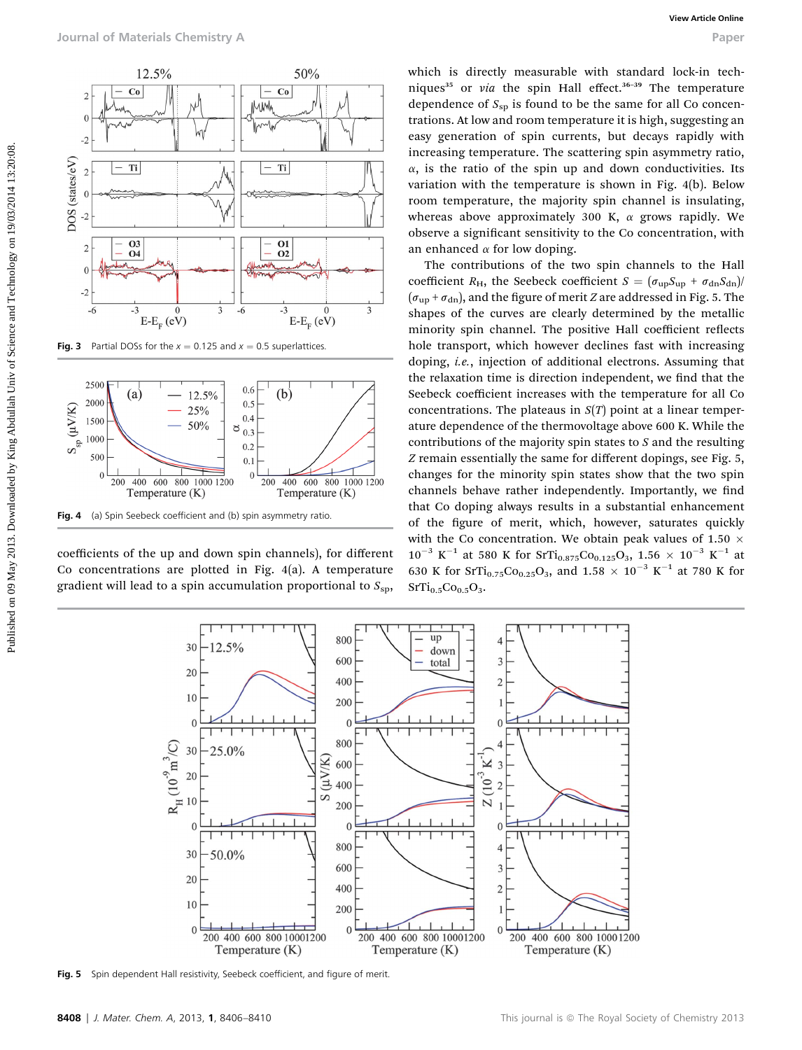Fig. 3 Partial DOSs for the $x = 0.125$ and $x = 0.5$ superlattices.

Fig. 4 (a) Spin Seebeck coefficient and (b) spin asymmetry ratio.

coefficients of the up and down spin channels), for different Co concentrations are plotted in Fig. 4(a). A temperature gradient will lead to a spin accumulation proportional to $S_{sp}$, which is directly measurable with standard lock-in techniques[35] or *via* the spin Hall effect.[36–39] The temperature dependence of $S_{sp}$ is found to be the same for all Co concentrations. At low and room temperature it is high, suggesting an easy generation of spin currents, but decays rapidly with increasing temperature. The scattering spin asymmetry ratio, $\alpha$, is the ratio of the spin up and down conductivities. Its variation with the temperature is shown in Fig. 4(b). Below room temperature, the majority spin channel is insulating, whereas above approximately 300 K, $\alpha$ grows rapidly. We observe a significant sensitivity to the Co concentration, with an enhanced $\alpha$ for low doping.

The contributions of the two spin channels to the Hall coefficient $R_H$, the Seebeck coefficient $S = (\sigma_{up}S_{up} + \sigma_{dn}S_{dn})/(\sigma_{up} + \sigma_{dn})$, and the figure of merit $Z$ are addressed in Fig. 5. The shapes of the curves are clearly determined by the metallic minority spin channel. The positive Hall coefficient reflects hole transport, which however declines fast with increasing doping, *i.e.*, injection of additional electrons. Assuming that the relaxation time is direction independent, we find that the Seebeck coefficient increases with the temperature for all Co concentrations. The plateaus in $S(T)$ point at a linear temperature dependence of the thermovoltage above 600 K. While the contributions of the majority spin states to $S$ and the resulting $Z$ remain essentially the same for different dopings, see Fig. 5, changes for the minority spin states show that the two spin channels behave rather independently. Importantly, we find that Co doping always results in a substantial enhancement of the figure of merit, which, however, saturates quickly with the Co concentration. We obtain peak values of $1.50 \times 10^{-3}$ K$^{-1}$ at 580 K for $SrTi_{0.875}Co_{0.125}O_3$, $1.56 \times 10^{-3}$ K$^{-1}$ at 630 K for $SrTi_{0.75}Co_{0.25}O_3$, and $1.58 \times 10^{-3}$ K$^{-1}$ at 780 K for $SrTi_{0.5}Co_{0.5}O_3$.

Fig. 5 Spin dependent Hall resistivity, Seebeck coefficient, and figure of merit.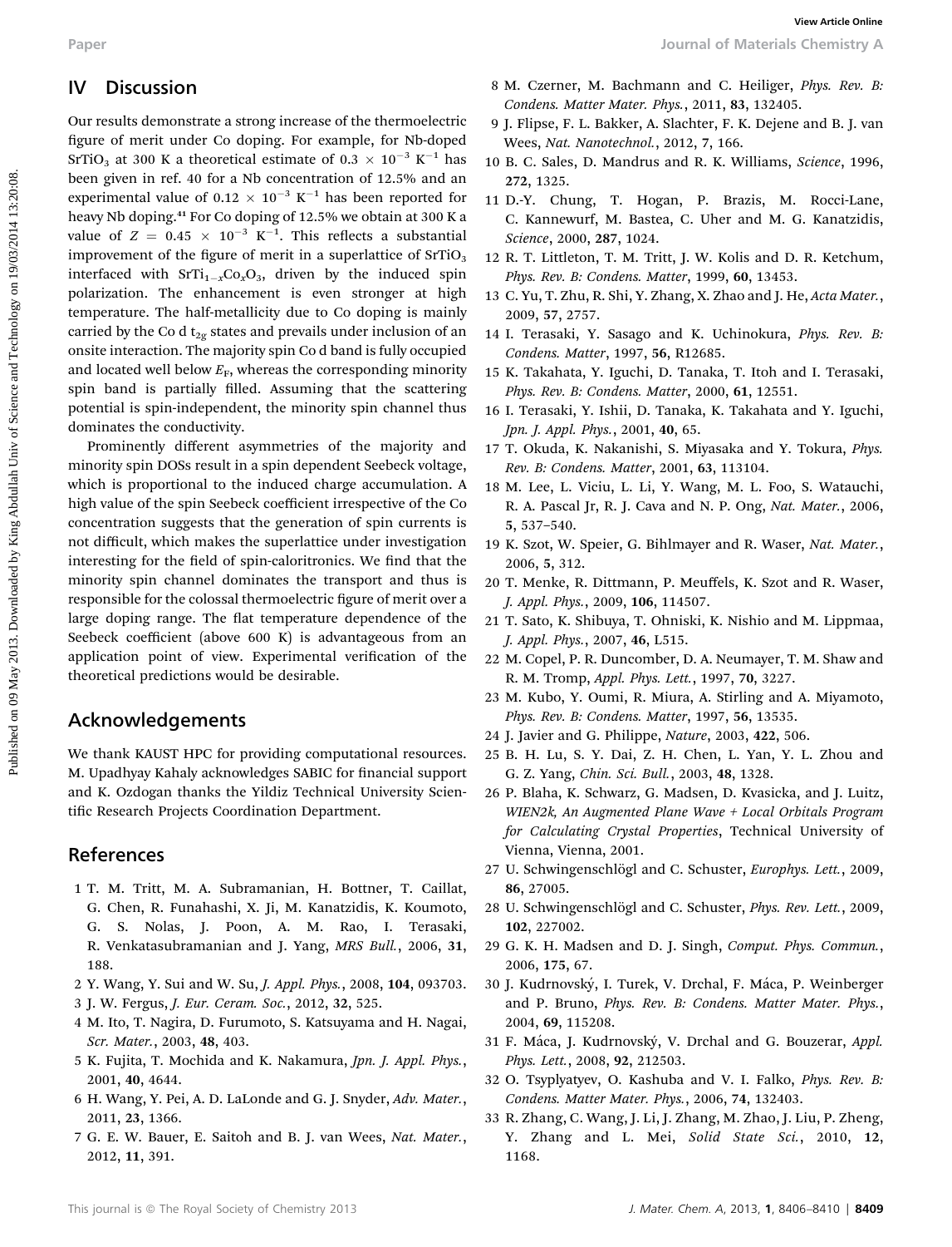## IV Discussion

Our results demonstrate a strong increase of the thermoelectric figure of merit under Co doping. For example, for Nb-doped $SrTiO_3$ at 300 K a theoretical estimate of $0.3 \times 10^{-3}$ $K^{-1}$ has been given in ref. 40 for a Nb concentration of 12.5% and an experimental value of $0.12 \times 10^{-3}$ $K^{-1}$ has been reported for heavy Nb doping.[41] For Co doping of 12.5% we obtain at 300 K a value of $Z = 0.45 \times 10^{-3}$ $K^{-1}$. This reflects a substantial improvement of the figure of merit in a superlattice of $SrTiO_3$ interfaced with $SrTi_{1-x}Co_xO_3$, driven by the induced spin polarization. The enhancement is even stronger at high temperature. The half-metallicity due to Co doping is mainly carried by the Co d $t_{2g}$ states and prevails under inclusion of an onsite interaction. The majority spin Co d band is fully occupied and located well below $E_F$, whereas the corresponding minority spin band is partially filled. Assuming that the scattering potential is spin-independent, the minority spin channel thus dominates the conductivity.

Prominently different asymmetries of the majority and minority spin DOSs result in a spin dependent Seebeck voltage, which is proportional to the induced charge accumulation. A high value of the spin Seebeck coefficient irrespective of the Co concentration suggests that the generation of spin currents is not difficult, which makes the superlattice under investigation interesting for the field of spin-caloritronics. We find that the minority spin channel dominates the transport and thus is responsible for the colossal thermoelectric figure of merit over a large doping range. The flat temperature dependence of the Seebeck coefficient (above 600 K) is advantageous from an application point of view. Experimental verification of the theoretical predictions would be desirable.

## Acknowledgements

We thank KAUST HPC for providing computational resources. M. Upadhyay Kahaly acknowledges SABIC for financial support and K. Ozdogan thanks the Yildiz Technical University Scientific Research Projects Coordination Department.

## References

1 T. M. Tritt, M. A. Subramanian, H. Bottner, T. Caillat, G. Chen, R. Funahashi, X. Ji, M. Kanatzidis, K. Koumoto, G. S. Nolas, J. Poon, A. M. Rao, I. Terasaki, R. Venkatasubramanian and J. Yang, *MRS Bull.*, 2006, **31**, 188.

2 Y. Wang, Y. Sui and W. Su, *J. Appl. Phys.*, 2008, **104**, 093703.

3 J. W. Fergus, *J. Eur. Ceram. Soc.*, 2012, **32**, 525.

4 M. Ito, T. Nagira, D. Furumoto, S. Katsuyama and H. Nagai, *Scr. Mater.*, 2003, **48**, 403.

5 K. Fujita, T. Mochida and K. Nakamura, *Jpn. J. Appl. Phys.*, 2001, **40**, 4644.

6 H. Wang, Y. Pei, A. D. LaLonde and G. J. Snyder, *Adv. Mater.*, 2011, **23**, 1366.

7 G. E. W. Bauer, E. Saitoh and B. J. van Wees, *Nat. Mater.*, 2012, **11**, 391.

8 M. Czerner, M. Bachmann and C. Heiliger, *Phys. Rev. B: Condens. Matter Mater. Phys.*, 2011, **83**, 132405.

9 J. Flipse, F. L. Bakker, A. Slachter, F. K. Dejene and B. J. van Wees, *Nat. Nanotechnol.*, 2012, **7**, 166.

10 B. C. Sales, D. Mandrus and R. K. Williams, *Science*, 1996, **272**, 1325.

11 D.-Y. Chung, T. Hogan, P. Brazis, M. Rocci-Lane, C. Kannewurf, M. Bastea, C. Uher and M. G. Kanatzidis, *Science*, 2000, **287**, 1024.

12 R. T. Littleton, T. M. Tritt, J. W. Kolis and D. R. Ketchum, *Phys. Rev. B: Condens. Matter*, 1999, **60**, 13453.

13 C. Yu, T. Zhu, R. Shi, Y. Zhang, X. Zhao and J. He, *Acta Mater.*, 2009, **57**, 2757.

14 I. Terasaki, Y. Sasago and K. Uchinokura, *Phys. Rev. B: Condens. Matter*, 1997, **56**, R12685.

15 K. Takahata, Y. Iguchi, D. Tanaka, T. Itoh and I. Terasaki, *Phys. Rev. B: Condens. Matter*, 2000, **61**, 12551.

16 I. Terasaki, Y. Ishii, D. Tanaka, K. Takahata and Y. Iguchi, *Jpn. J. Appl. Phys.*, 2001, **40**, 65.

17 T. Okuda, K. Nakanishi, S. Miyasaka and Y. Tokura, *Phys. Rev. B: Condens. Matter*, 2001, **63**, 113104.

18 M. Lee, L. Viciu, L. Li, Y. Wang, M. L. Foo, S. Watauchi, R. A. Pascal Jr, R. J. Cava and N. P. Ong, *Nat. Mater.*, 2006, **5**, 537–540.

19 K. Szot, W. Speier, G. Bihlmayer and R. Waser, *Nat. Mater.*, 2006, **5**, 312.

20 T. Menke, R. Dittmann, P. Meuffels, K. Szot and R. Waser, *J. Appl. Phys.*, 2009, **106**, 114507.

21 T. Sato, K. Shibuya, T. Ohniski, K. Nishio and M. Lippmaa, *J. Appl. Phys.*, 2007, **46**, L515.

22 M. Copel, P. R. Duncomber, D. A. Neumayer, T. M. Shaw and R. M. Tromp, *Appl. Phys. Lett.*, 1997, **70**, 3227.

23 M. Kubo, Y. Oumi, R. Miura, A. Stirling and A. Miyamoto, *Phys. Rev. B: Condens. Matter*, 1997, **56**, 13535.

24 J. Javier and G. Philippe, *Nature*, 2003, **422**, 506.

25 B. H. Lu, S. Y. Dai, Z. H. Chen, L. Yan, Y. L. Zhou and G. Z. Yang, *Chin. Sci. Bull.*, 2003, **48**, 1328.

26 P. Blaha, K. Schwarz, G. Madsen, D. Kvasicka, and J. Luitz, *WIEN2k, An Augmented Plane Wave + Local Orbitals Program for Calculating Crystal Properties*, Technical University of Vienna, Vienna, 2001.

27 U. Schwingenschlögl and C. Schuster, *Europhys. Lett.*, 2009, **86**, 27005.

28 U. Schwingenschlögl and C. Schuster, *Phys. Rev. Lett.*, 2009, **102**, 227002.

29 G. K. H. Madsen and D. J. Singh, *Comput. Phys. Commun.*, 2006, **175**, 67.

30 J. Kudrnovský, I. Turek, V. Drchal, F. Máca, P. Weinberger and P. Bruno, *Phys. Rev. B: Condens. Matter Mater. Phys.*, 2004, **69**, 115208.

31 F. Máca, J. Kudrnovský, V. Drchal and G. Bouzerar, *Appl. Phys. Lett.*, 2008, **92**, 212503.

32 O. Tsyplyatyev, O. Kashuba and V. I. Falko, *Phys. Rev. B: Condens. Matter Mater. Phys.*, 2006, **74**, 132403.

33 R. Zhang, C. Wang, J. Li, J. Zhang, M. Zhao, J. Liu, P. Zheng, Y. Zhang and L. Mei, *Solid State Sci.*, 2010, **12**, 1168.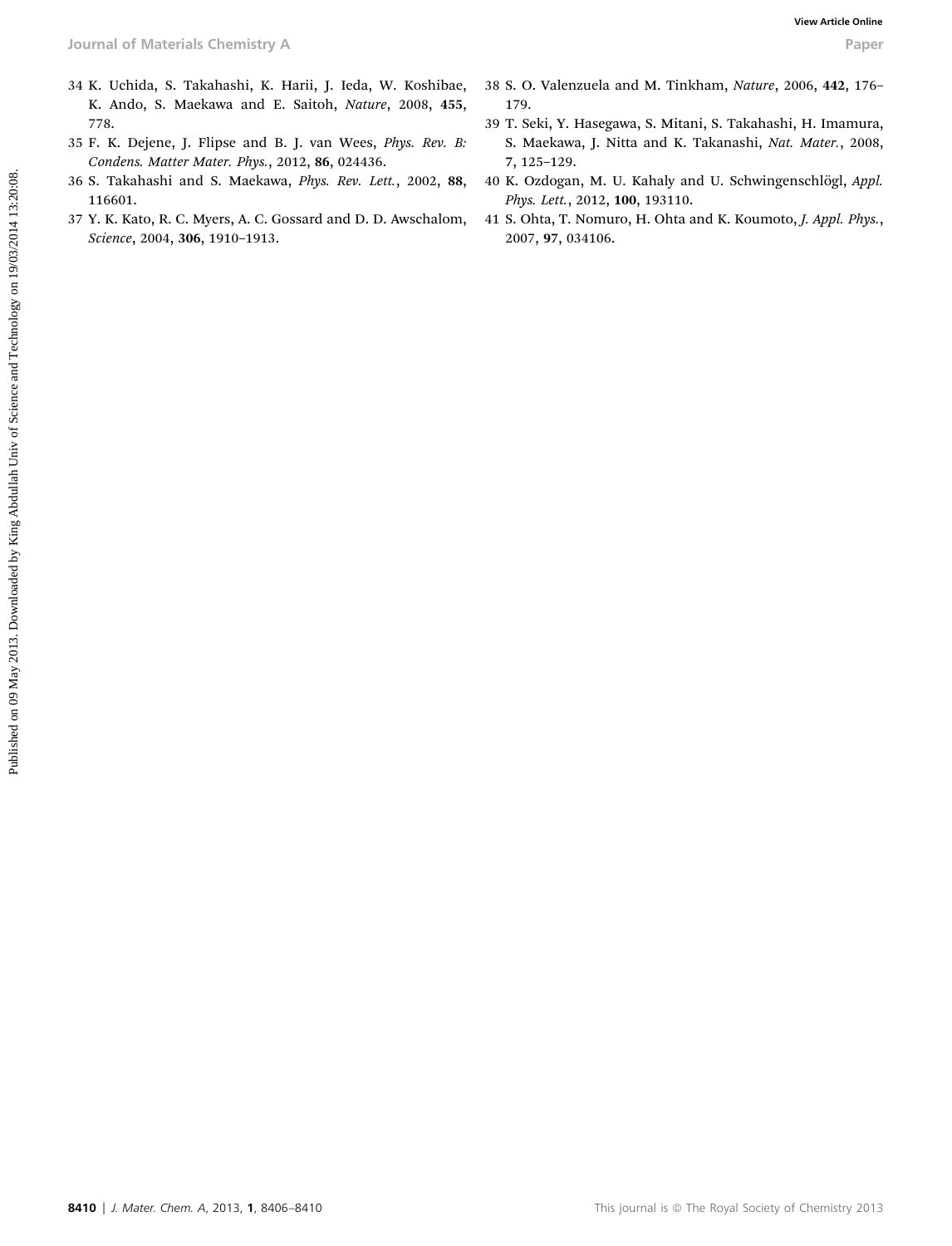34 K. Uchida, S. Takahashi, K. Harii, J. Ieda, W. Koshibae, K. Ando, S. Maekawa and E. Saitoh, *Nature*, 2008, **455**, 778.

35 F. K. Dejene, J. Flipse and B. J. van Wees, *Phys. Rev. B: Condens. Matter Mater. Phys.*, 2012, **86**, 024436.

36 S. Takahashi and S. Maekawa, *Phys. Rev. Lett.*, 2002, **88**, 116601.

37 Y. K. Kato, R. C. Myers, A. C. Gossard and D. D. Awschalom, *Science*, 2004, **306**, 1910–1913.

38 S. O. Valenzuela and M. Tinkham, *Nature*, 2006, **442**, 176–179.

39 T. Seki, Y. Hasegawa, S. Mitani, S. Takahashi, H. Imamura, S. Maekawa, J. Nitta and K. Takanashi, *Nat. Mater.*, 2008, **7**, 125–129.

40 K. Ozdogan, M. U. Kahaly and U. Schwingenschlögl, *Appl. Phys. Lett.*, 2012, **100**, 193110.

41 S. Ohta, T. Nomuro, H. Ohta and K. Koumoto, *J. Appl. Phys.*, 2007, **97**, 034106.